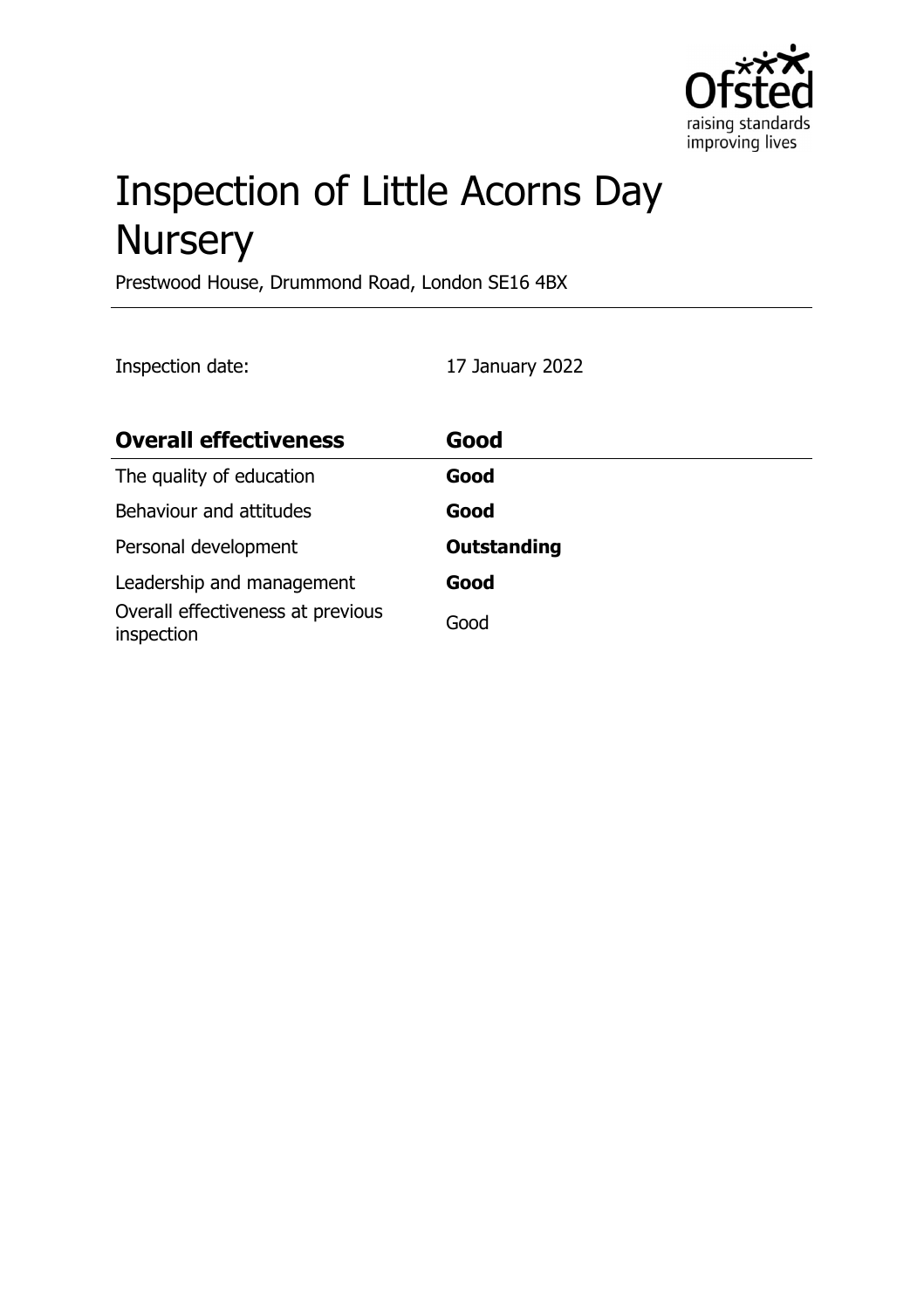# Inspection of Little Acorns Day Nursery

Prestwood House, Drummond Road, London SE16 4BX

Inspection date: 17 January 2022

| **Overall effectiveness** | **Good** |
|---|---|
| The quality of education | **Good** |
| Behaviour and attitudes | **Good** |
| Personal development | **Outstanding** |
| Leadership and management | **Good** |
| Overall effectiveness at previous inspection | Good |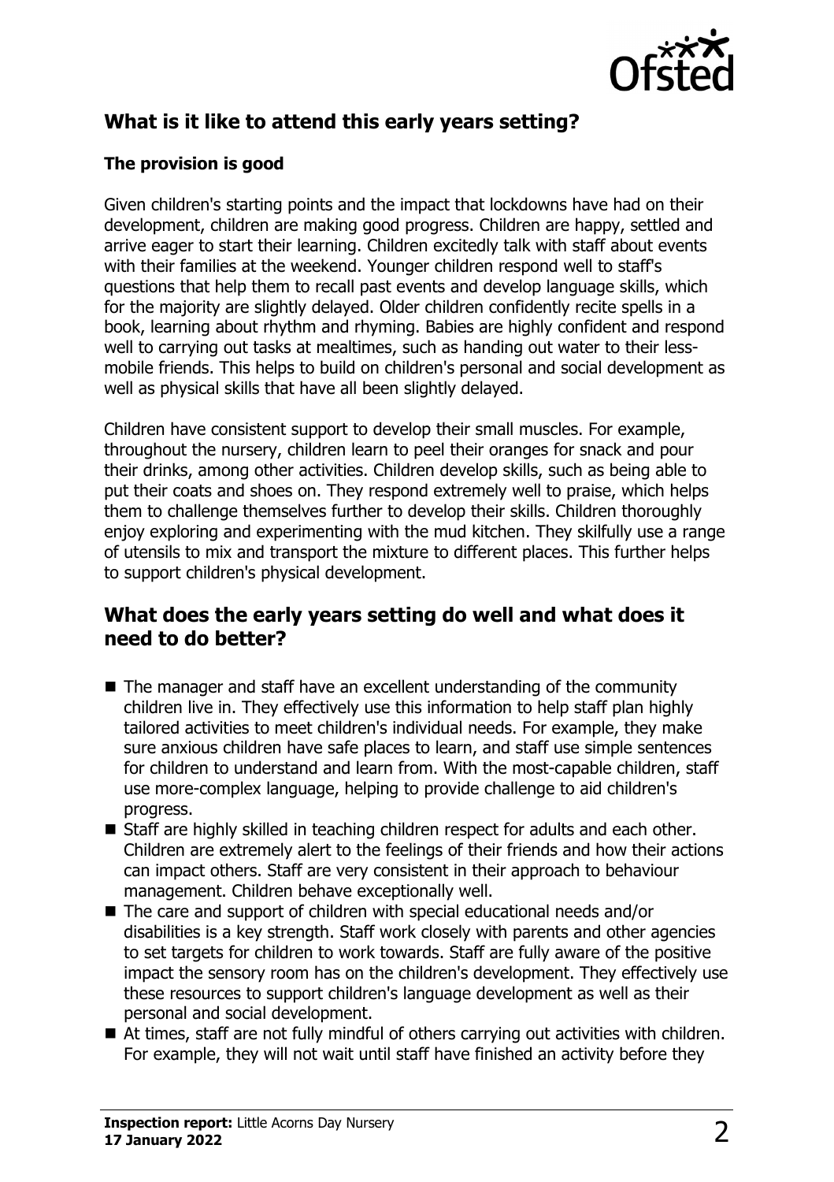## What is it like to attend this early years setting?

### The provision is good

Given children's starting points and the impact that lockdowns have had on their development, children are making good progress. Children are happy, settled and arrive eager to start their learning. Children excitedly talk with staff about events with their families at the weekend. Younger children respond well to staff's questions that help them to recall past events and develop language skills, which for the majority are slightly delayed. Older children confidently recite spells in a book, learning about rhythm and rhyming. Babies are highly confident and respond well to carrying out tasks at mealtimes, such as handing out water to their less-mobile friends. This helps to build on children's personal and social development as well as physical skills that have all been slightly delayed.

Children have consistent support to develop their small muscles. For example, throughout the nursery, children learn to peel their oranges for snack and pour their drinks, among other activities. Children develop skills, such as being able to put their coats and shoes on. They respond extremely well to praise, which helps them to challenge themselves further to develop their skills. Children thoroughly enjoy exploring and experimenting with the mud kitchen. They skilfully use a range of utensils to mix and transport the mixture to different places. This further helps to support children's physical development.

## What does the early years setting do well and what does it need to do better?

- The manager and staff have an excellent understanding of the community children live in. They effectively use this information to help staff plan highly tailored activities to meet children's individual needs. For example, they make sure anxious children have safe places to learn, and staff use simple sentences for children to understand and learn from. With the most-capable children, staff use more-complex language, helping to provide challenge to aid children's progress.
- Staff are highly skilled in teaching children respect for adults and each other. Children are extremely alert to the feelings of their friends and how their actions can impact others. Staff are very consistent in their approach to behaviour management. Children behave exceptionally well.
- The care and support of children with special educational needs and/or disabilities is a key strength. Staff work closely with parents and other agencies to set targets for children to work towards. Staff are fully aware of the positive impact the sensory room has on the children's development. They effectively use these resources to support children's language development as well as their personal and social development.
- At times, staff are not fully mindful of others carrying out activities with children. For example, they will not wait until staff have finished an activity before they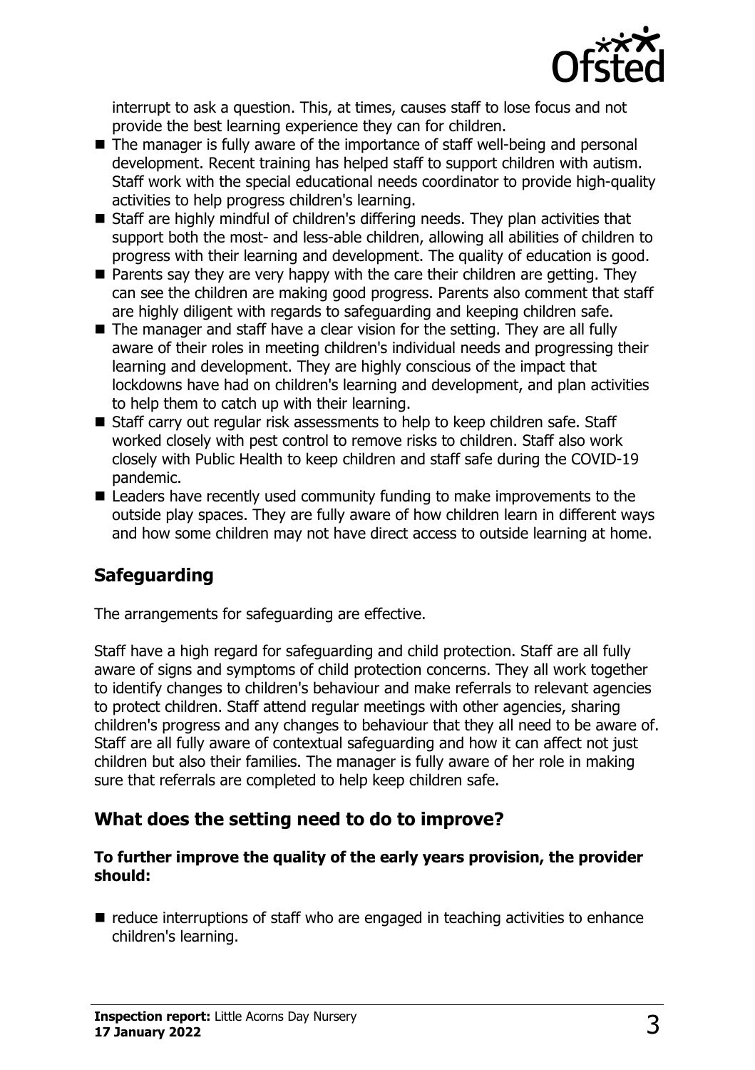interrupt to ask a question. This, at times, causes staff to lose focus and not provide the best learning experience they can for children.

- The manager is fully aware of the importance of staff well-being and personal development. Recent training has helped staff to support children with autism. Staff work with the special educational needs coordinator to provide high-quality activities to help progress children's learning.
- Staff are highly mindful of children's differing needs. They plan activities that support both the most- and less-able children, allowing all abilities of children to progress with their learning and development. The quality of education is good.
- Parents say they are very happy with the care their children are getting. They can see the children are making good progress. Parents also comment that staff are highly diligent with regards to safeguarding and keeping children safe.
- The manager and staff have a clear vision for the setting. They are all fully aware of their roles in meeting children's individual needs and progressing their learning and development. They are highly conscious of the impact that lockdowns have had on children's learning and development, and plan activities to help them to catch up with their learning.
- Staff carry out regular risk assessments to help to keep children safe. Staff worked closely with pest control to remove risks to children. Staff also work closely with Public Health to keep children and staff safe during the COVID-19 pandemic.
- Leaders have recently used community funding to make improvements to the outside play spaces. They are fully aware of how children learn in different ways and how some children may not have direct access to outside learning at home.

## Safeguarding

The arrangements for safeguarding are effective.

Staff have a high regard for safeguarding and child protection. Staff are all fully aware of signs and symptoms of child protection concerns. They all work together to identify changes to children's behaviour and make referrals to relevant agencies to protect children. Staff attend regular meetings with other agencies, sharing children's progress and any changes to behaviour that they all need to be aware of. Staff are all fully aware of contextual safeguarding and how it can affect not just children but also their families. The manager is fully aware of her role in making sure that referrals are completed to help keep children safe.

## What does the setting need to do to improve?

**To further improve the quality of the early years provision, the provider should:**

- reduce interruptions of staff who are engaged in teaching activities to enhance children's learning.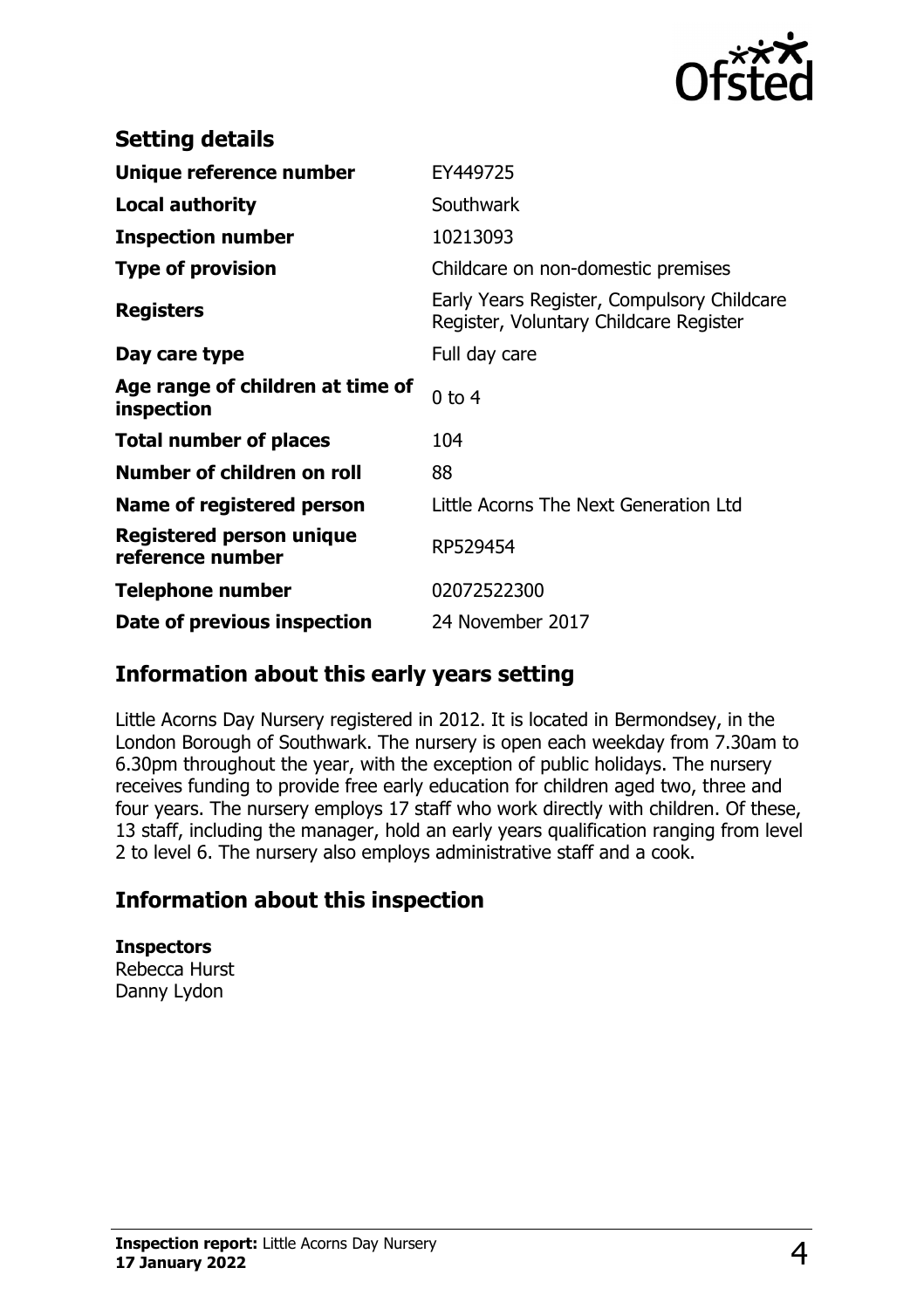## Setting details

| | |
|---|---|
| **Unique reference number** | EY449725 |
| **Local authority** | Southwark |
| **Inspection number** | 10213093 |
| **Type of provision** | Childcare on non-domestic premises |
| **Registers** | Early Years Register, Compulsory Childcare Register, Voluntary Childcare Register |
| **Day care type** | Full day care |
| **Age range of children at time of inspection** | 0 to 4 |
| **Total number of places** | 104 |
| **Number of children on roll** | 88 |
| **Name of registered person** | Little Acorns The Next Generation Ltd |
| **Registered person unique reference number** | RP529454 |
| **Telephone number** | 02072522300 |
| **Date of previous inspection** | 24 November 2017 |

## Information about this early years setting

Little Acorns Day Nursery registered in 2012. It is located in Bermondsey, in the London Borough of Southwark. The nursery is open each weekday from 7.30am to 6.30pm throughout the year, with the exception of public holidays. The nursery receives funding to provide free early education for children aged two, three and four years. The nursery employs 17 staff who work directly with children. Of these, 13 staff, including the manager, hold an early years qualification ranging from level 2 to level 6. The nursery also employs administrative staff and a cook.

## Information about this inspection

**Inspectors**
Rebecca Hurst
Danny Lydon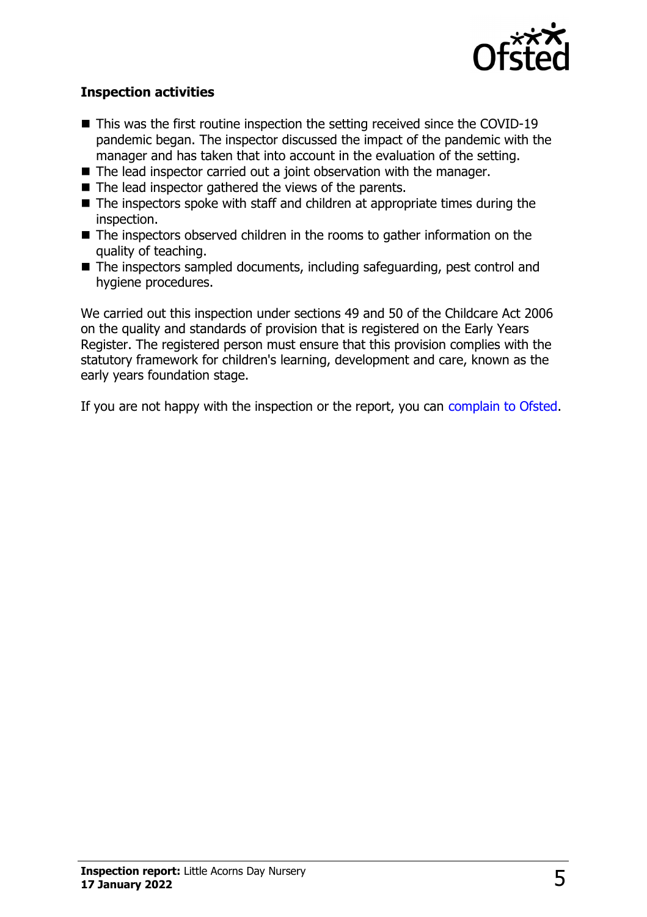### Inspection activities

- This was the first routine inspection the setting received since the COVID-19 pandemic began. The inspector discussed the impact of the pandemic with the manager and has taken that into account in the evaluation of the setting.
- The lead inspector carried out a joint observation with the manager.
- The lead inspector gathered the views of the parents.
- The inspectors spoke with staff and children at appropriate times during the inspection.
- The inspectors observed children in the rooms to gather information on the quality of teaching.
- The inspectors sampled documents, including safeguarding, pest control and hygiene procedures.

We carried out this inspection under sections 49 and 50 of the Childcare Act 2006 on the quality and standards of provision that is registered on the Early Years Register. The registered person must ensure that this provision complies with the statutory framework for children's learning, development and care, known as the early years foundation stage.

If you are not happy with the inspection or the report, you can complain to Ofsted.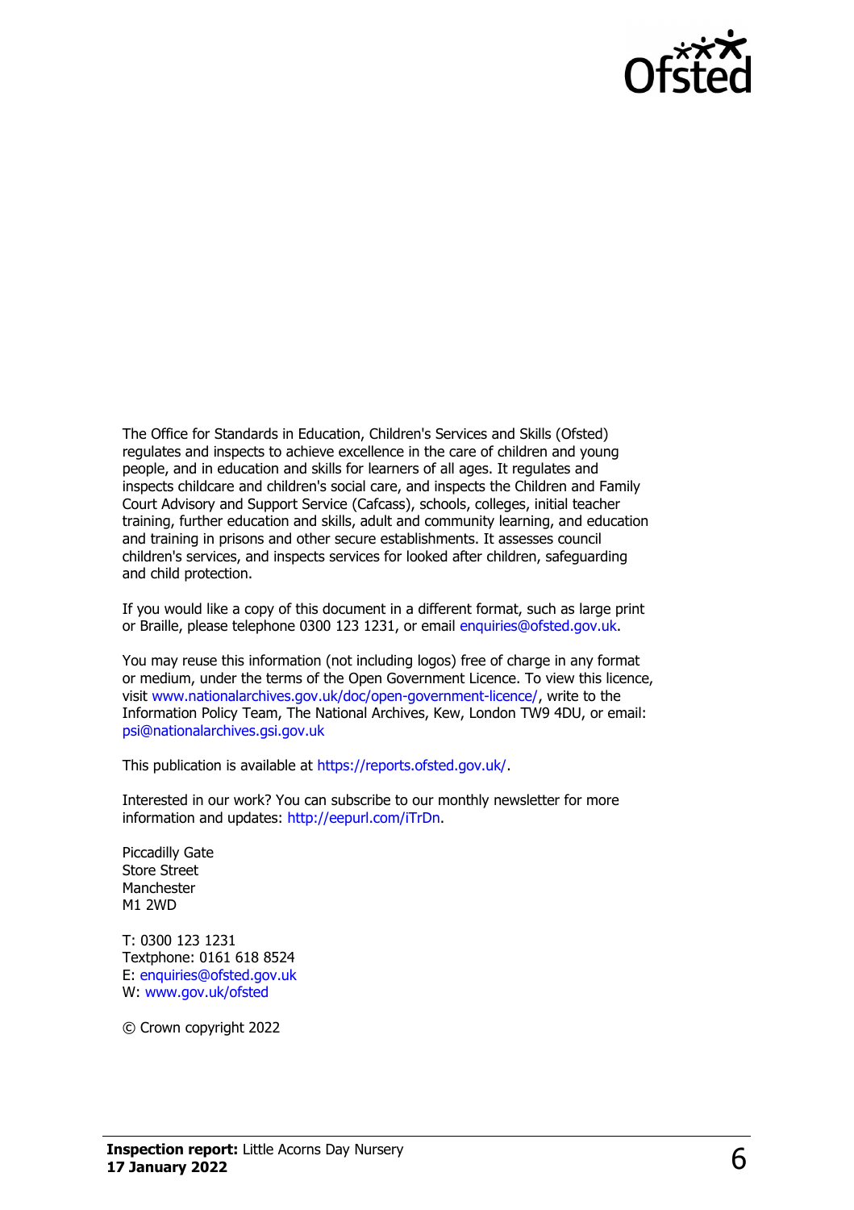The Office for Standards in Education, Children's Services and Skills (Ofsted) regulates and inspects to achieve excellence in the care of children and young people, and in education and skills for learners of all ages. It regulates and inspects childcare and children's social care, and inspects the Children and Family Court Advisory and Support Service (Cafcass), schools, colleges, initial teacher training, further education and skills, adult and community learning, and education and training in prisons and other secure establishments. It assesses council children's services, and inspects services for looked after children, safeguarding and child protection.

If you would like a copy of this document in a different format, such as large print or Braille, please telephone 0300 123 1231, or email enquiries@ofsted.gov.uk.

You may reuse this information (not including logos) free of charge in any format or medium, under the terms of the Open Government Licence. To view this licence, visit www.nationalarchives.gov.uk/doc/open-government-licence/, write to the Information Policy Team, The National Archives, Kew, London TW9 4DU, or email: psi@nationalarchives.gsi.gov.uk

This publication is available at https://reports.ofsted.gov.uk/.

Interested in our work? You can subscribe to our monthly newsletter for more information and updates: http://eepurl.com/iTrDn.

Piccadilly Gate
Store Street
Manchester
M1 2WD

T: 0300 123 1231
Textphone: 0161 618 8524
E: enquiries@ofsted.gov.uk
W: www.gov.uk/ofsted

© Crown copyright 2022